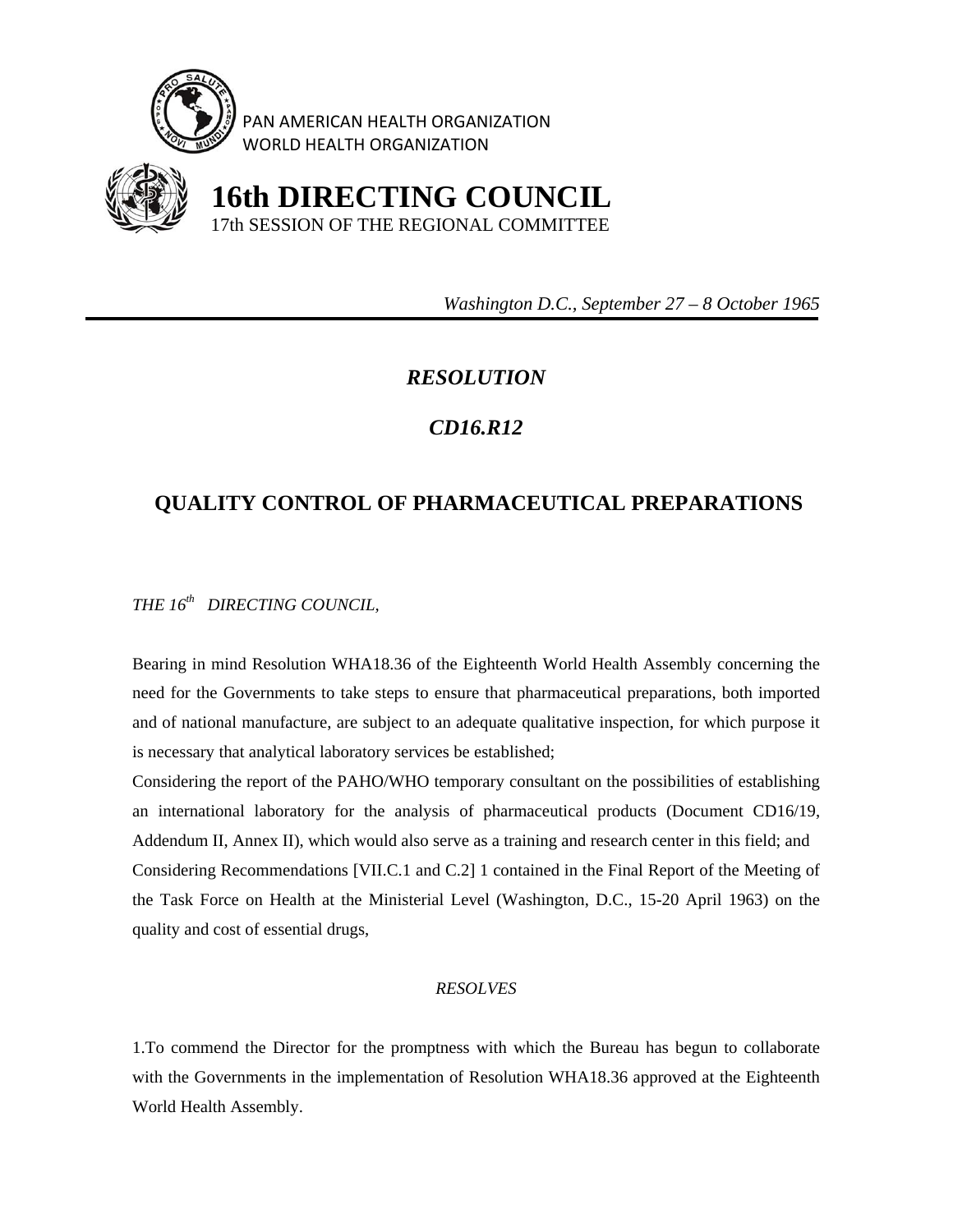PAN AMERICAN HEALTH ORGANIZATION
WORLD HEALTH ORGANIZATION

# 16th DIRECTING COUNCIL

17th SESSION OF THE REGIONAL COMMITTEE

*Washington D.C., September 27 – 8 October 1965*

---

## *RESOLUTION*

## *CD16.R12*

## QUALITY CONTROL OF PHARMACEUTICAL PREPARATIONS

*THE 16th DIRECTING COUNCIL,*

Bearing in mind Resolution WHA18.36 of the Eighteenth World Health Assembly concerning the need for the Governments to take steps to ensure that pharmaceutical preparations, both imported and of national manufacture, are subject to an adequate qualitative inspection, for which purpose it is necessary that analytical laboratory services be established;

Considering the report of the PAHO/WHO temporary consultant on the possibilities of establishing an international laboratory for the analysis of pharmaceutical products (Document CD16/19, Addendum II, Annex II), which would also serve as a training and research center in this field; and

Considering Recommendations [VII.C.1 and C.2] 1 contained in the Final Report of the Meeting of the Task Force on Health at the Ministerial Level (Washington, D.C., 15-20 April 1963) on the quality and cost of essential drugs,

*RESOLVES*

1.To commend the Director for the promptness with which the Bureau has begun to collaborate with the Governments in the implementation of Resolution WHA18.36 approved at the Eighteenth World Health Assembly.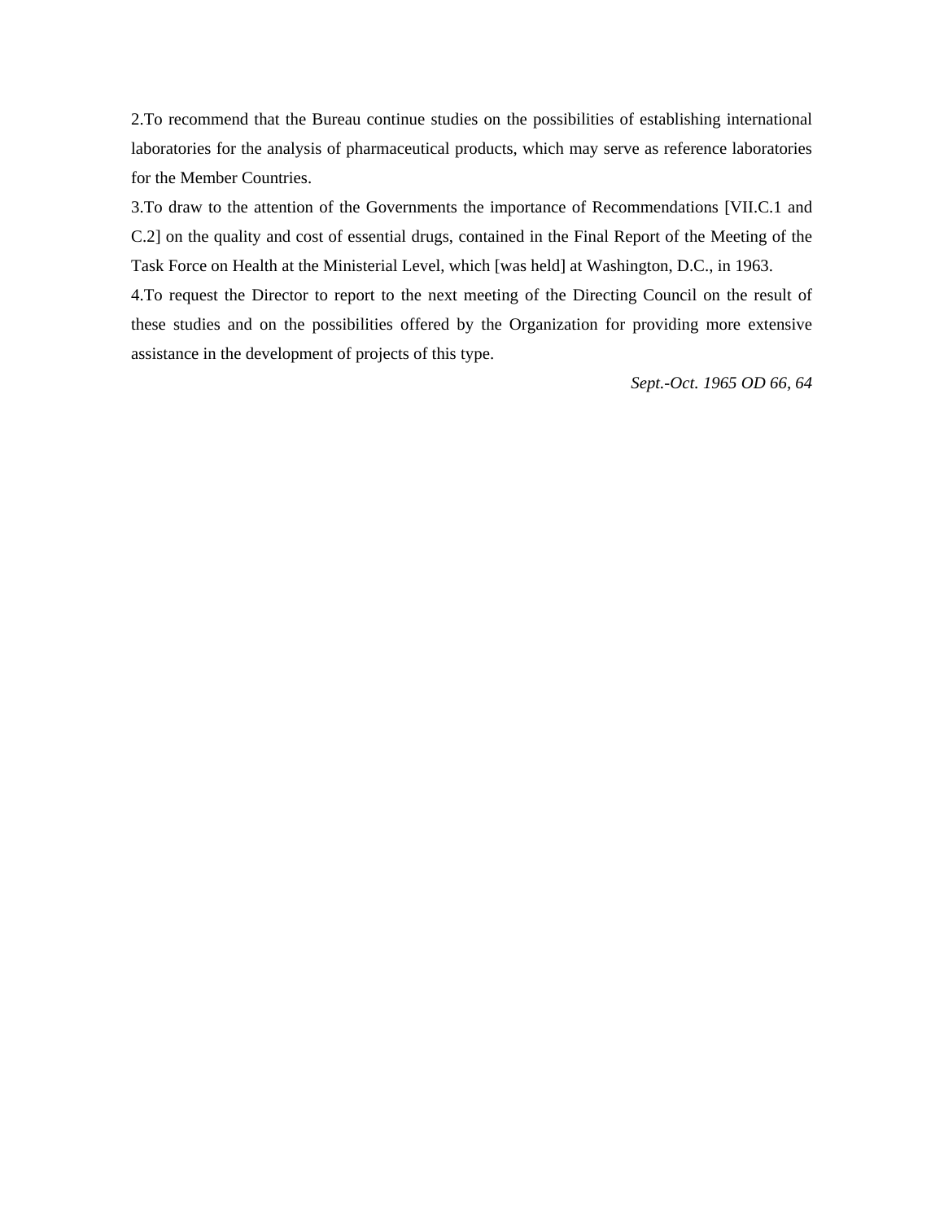2.To recommend that the Bureau continue studies on the possibilities of establishing international laboratories for the analysis of pharmaceutical products, which may serve as reference laboratories for the Member Countries.

3.To draw to the attention of the Governments the importance of Recommendations [VII.C.1 and C.2] on the quality and cost of essential drugs, contained in the Final Report of the Meeting of the Task Force on Health at the Ministerial Level, which [was held] at Washington, D.C., in 1963.

4.To request the Director to report to the next meeting of the Directing Council on the result of these studies and on the possibilities offered by the Organization for providing more extensive assistance in the development of projects of this type.

*Sept.-Oct. 1965 OD 66, 64*